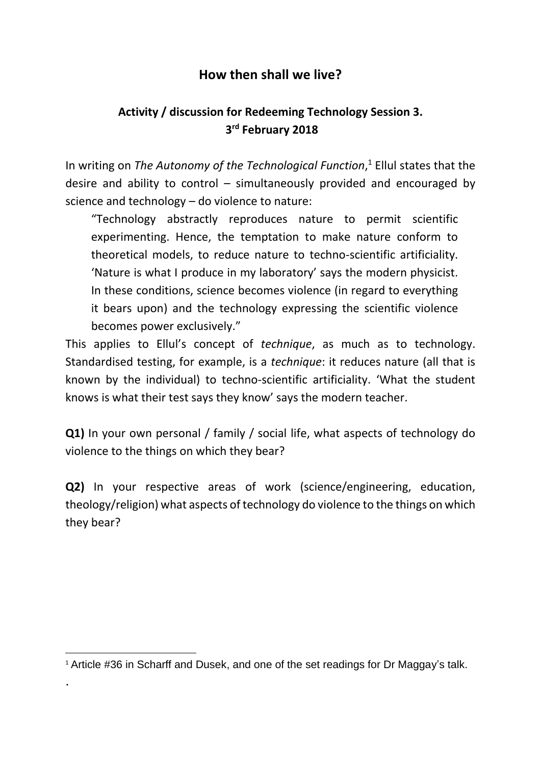# How then shall we live?

## Activity / discussion for Redeeming Technology Session 3.
## 3rd February 2018

In writing on *The Autonomy of the Technological Function*,[1] Ellul states that the desire and ability to control – simultaneously provided and encouraged by science and technology – do violence to nature:

> "Technology abstractly reproduces nature to permit scientific experimenting. Hence, the temptation to make nature conform to theoretical models, to reduce nature to techno-scientific artificiality. 'Nature is what I produce in my laboratory' says the modern physicist. In these conditions, science becomes violence (in regard to everything it bears upon) and the technology expressing the scientific violence becomes power exclusively."

This applies to Ellul's concept of *technique*, as much as to technology. Standardised testing, for example, is a *technique*: it reduces nature (all that is known by the individual) to techno-scientific artificiality. 'What the student knows is what their test says they know' says the modern teacher.

**Q1)** In your own personal / family / social life, what aspects of technology do violence to the things on which they bear?

**Q2)** In your respective areas of work (science/engineering, education, theology/religion) what aspects of technology do violence to the things on which they bear?

---

[1] Article #36 in Scharff and Dusek, and one of the set readings for Dr Maggay's talk.

.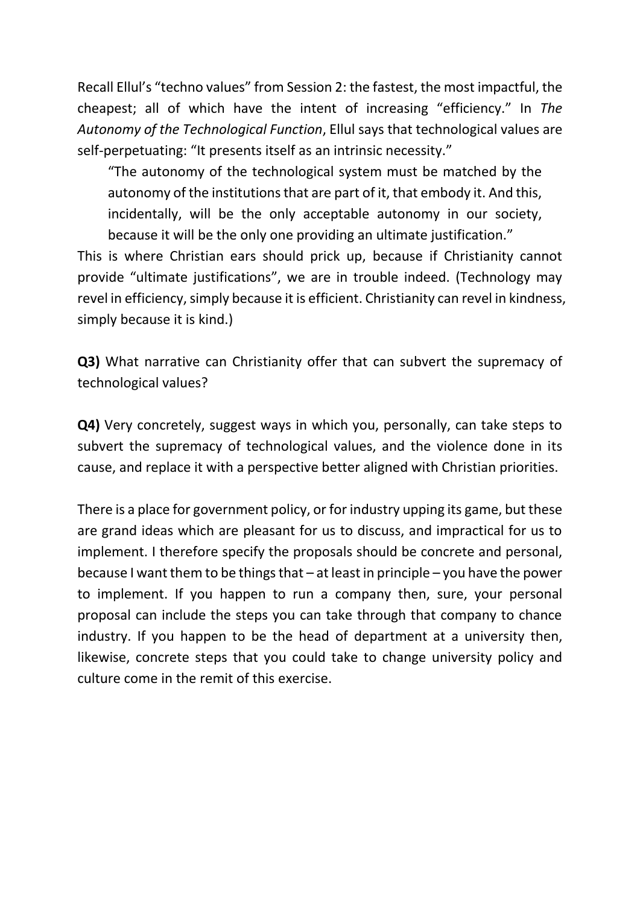Recall Ellul's "techno values" from Session 2: the fastest, the most impactful, the cheapest; all of which have the intent of increasing "efficiency." In *The Autonomy of the Technological Function*, Ellul says that technological values are self-perpetuating: "It presents itself as an intrinsic necessity."

> "The autonomy of the technological system must be matched by the autonomy of the institutions that are part of it, that embody it. And this, incidentally, will be the only acceptable autonomy in our society, because it will be the only one providing an ultimate justification."

This is where Christian ears should prick up, because if Christianity cannot provide "ultimate justifications", we are in trouble indeed. (Technology may revel in efficiency, simply because it is efficient. Christianity can revel in kindness, simply because it is kind.)

**Q3)** What narrative can Christianity offer that can subvert the supremacy of technological values?

**Q4)** Very concretely, suggest ways in which you, personally, can take steps to subvert the supremacy of technological values, and the violence done in its cause, and replace it with a perspective better aligned with Christian priorities.

There is a place for government policy, or for industry upping its game, but these are grand ideas which are pleasant for us to discuss, and impractical for us to implement. I therefore specify the proposals should be concrete and personal, because I want them to be things that – at least in principle – you have the power to implement. If you happen to run a company then, sure, your personal proposal can include the steps you can take through that company to chance industry. If you happen to be the head of department at a university then, likewise, concrete steps that you could take to change university policy and culture come in the remit of this exercise.